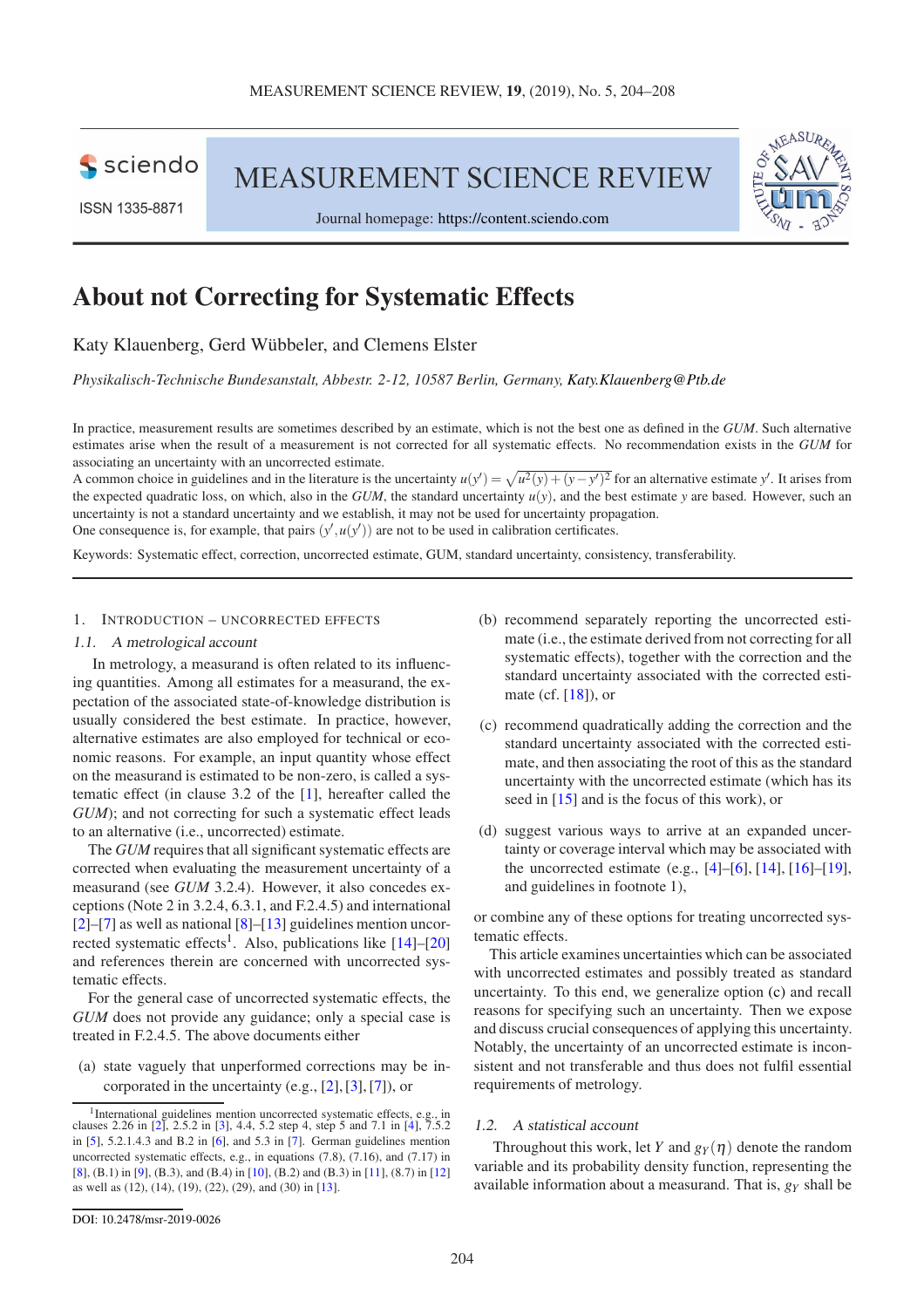# About not Correcting for Systematic Effects

Katy Klauenberg, Gerd Wübbeler, and Clemens Elster

*Physikalisch-Technische Bundesanstalt, Abbestr. 2-12, 10587 Berlin, Germany, Katy.Klauenberg@Ptb.de*

In practice, measurement results are sometimes described by an estimate, which is not the best one as defined in the *GUM*. Such alternative estimates arise when the result of a measurement is not corrected for all systematic effects. No recommendation exists in the *GUM* for associating an uncertainty with an uncorrected estimate.
A common choice in guidelines and in the literature is the uncertainty $u(y') = \sqrt{u^2(y) + (y - y')^2}$ for an alternative estimate $y'$. It arises from the expected quadratic loss, on which, also in the *GUM*, the standard uncertainty $u(y)$, and the best estimate $y$ are based. However, such an uncertainty is not a standard uncertainty and we establish, it may not be used for uncertainty propagation.
One consequence is, for example, that pairs $(y', u(y'))$ are not to be used in calibration certificates.

Keywords: Systematic effect, correction, uncorrected estimate, GUM, standard uncertainty, consistency, transferability.

## 1. Introduction – uncorrected effects

### 1.1. A metrological account

In metrology, a measurand is often related to its influencing quantities. Among all estimates for a measurand, the expectation of the associated state-of-knowledge distribution is usually considered the best estimate. In practice, however, alternative estimates are also employed for technical or economic reasons. For example, an input quantity whose effect on the measurand is estimated to be non-zero, is called a systematic effect (in clause 3.2 of the [1], hereafter called the *GUM*); and not correcting for such a systematic effect leads to an alternative (i.e., uncorrected) estimate.

The *GUM* requires that all significant systematic effects are corrected when evaluating the measurement uncertainty of a measurand (see *GUM* 3.2.4). However, it also concedes exceptions (Note 2 in 3.2.4, 6.3.1, and F.2.4.5) and international [2]–[7] as well as national [8]–[13] guidelines mention uncorrected systematic effects[1]. Also, publications like [14]–[20] and references therein are concerned with uncorrected systematic effects.

For the general case of uncorrected systematic effects, the *GUM* does not provide any guidance; only a special case is treated in F.2.4.5. The above documents either

(a) state vaguely that unperformed corrections may be incorporated in the uncertainty (e.g., [2], [3], [7]), or

(b) recommend separately reporting the uncorrected estimate (i.e., the estimate derived from not correcting for all systematic effects), together with the correction and the standard uncertainty associated with the corrected estimate (cf. [18]), or

(c) recommend quadratically adding the correction and the standard uncertainty associated with the corrected estimate, and then associating the root of this as the standard uncertainty with the uncorrected estimate (which has its seed in [15] and is the focus of this work), or

(d) suggest various ways to arrive at an expanded uncertainty or coverage interval which may be associated with the uncorrected estimate (e.g., [4]–[6], [14], [16]–[19], and guidelines in footnote 1),

or combine any of these options for treating uncorrected systematic effects.

This article examines uncertainties which can be associated with uncorrected estimates and possibly treated as standard uncertainty. To this end, we generalize option (c) and recall reasons for specifying such an uncertainty. Then we expose and discuss crucial consequences of applying this uncertainty. Notably, the uncertainty of an uncorrected estimate is inconsistent and not transferable and thus does not fulfil essential requirements of metrology.

### 1.2. A statistical account

Throughout this work, let $Y$ and $g_Y(\eta)$ denote the random variable and its probability density function, representing the available information about a measurand. That is, $g_Y$ shall be

[1] International guidelines mention uncorrected systematic effects, e.g., in clauses 2.26 in [2], 2.5.2 in [3], 4.4, 5.2 step 4, step 5 and 7.1 in [4], 7.5.2 in [5], 5.2.1.4.3 and B.2 in [6], and 5.3 in [7]. German guidelines mention uncorrected systematic effects, e.g., in equations (7.8), (7.16), and (7.17) in [8], (B.1) in [9], (B.3), and (B.4) in [10], (B.2) and (B.3) in [11], (8.7) in [12] as well as (12), (14), (19), (22), (29), and (30) in [13].

DOI: 10.2478/msr-2019-0026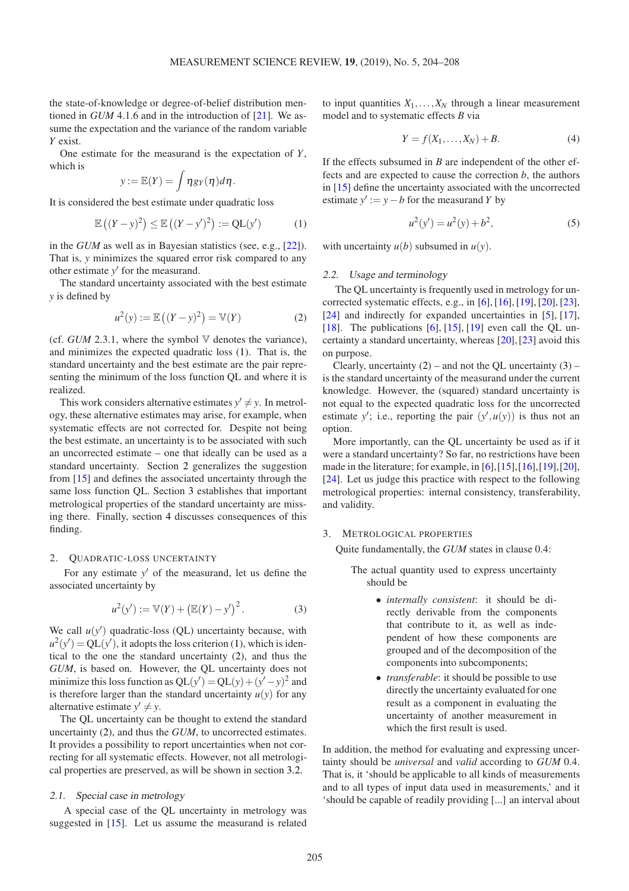the state-of-knowledge or degree-of-belief distribution mentioned in *GUM* 4.1.6 and in the introduction of [21]. We assume the expectation and the variance of the random variable $Y$ exist.

One estimate for the measurand is the expectation of $Y$, which is

$$y := \mathbb{E}(Y) = \int \eta g_Y(\eta) d\eta.$$

It is considered the best estimate under quadratic loss

$$\mathbb{E}\left((Y-y)^2\right) \leq \mathbb{E}\left((Y-y')^2\right) := \mathrm{QL}(y') \tag{1}$$

in the *GUM* as well as in Bayesian statistics (see, e.g., [22]). That is, $y$ minimizes the squared error risk compared to any other estimate $y'$ for the measurand.

The standard uncertainty associated with the best estimate $y$ is defined by

$$u^2(y) := \mathbb{E}\left((Y-y)^2\right) = \mathbb{V}(Y) \tag{2}$$

(cf. *GUM* 2.3.1, where the symbol $\mathbb{V}$ denotes the variance), and minimizes the expected quadratic loss (1). That is, the standard uncertainty and the best estimate are the pair representing the minimum of the loss function QL and where it is realized.

This work considers alternative estimates $y' \neq y$. In metrology, these alternative estimates may arise, for example, when systematic effects are not corrected for. Despite not being the best estimate, an uncertainty is to be associated with such an uncorrected estimate – one that ideally can be used as a standard uncertainty. Section 2 generalizes the suggestion from [15] and defines the associated uncertainty through the same loss function QL. Section 3 establishes that important metrological properties of the standard uncertainty are missing there. Finally, section 4 discusses consequences of this finding.

## 2. Quadratic-loss uncertainty

For any estimate $y'$ of the measurand, let us define the associated uncertainty by

$$u^2(y') := \mathbb{V}(Y) + \left(\mathbb{E}(Y) - y'\right)^2. \tag{3}$$

We call $u(y')$ quadratic-loss (QL) uncertainty because, with $u^2(y') = \mathrm{QL}(y')$, it adopts the loss criterion (1), which is identical to the one the standard uncertainty (2), and thus the *GUM*, is based on. However, the QL uncertainty does not minimize this loss function as $\mathrm{QL}(y') = \mathrm{QL}(y) + (y'-y)^2$ and is therefore larger than the standard uncertainty $u(y)$ for any alternative estimate $y' \neq y$.

The QL uncertainty can be thought to extend the standard uncertainty (2), and thus the *GUM*, to uncorrected estimates. It provides a possibility to report uncertainties when not correcting for all systematic effects. However, not all metrological properties are preserved, as will be shown in section 3.2.

### 2.1. Special case in metrology

A special case of the QL uncertainty in metrology was suggested in [15]. Let us assume the measurand is related to input quantities $X_1, \ldots, X_N$ through a linear measurement model and to systematic effects $B$ via

$$Y = f(X_1, \ldots, X_N) + B. \tag{4}$$

If the effects subsumed in $B$ are independent of the other effects and are expected to cause the correction $b$, the authors in [15] define the uncertainty associated with the uncorrected estimate $y' := y - b$ for the measurand $Y$ by

$$u^2(y') = u^2(y) + b^2, \tag{5}$$

with uncertainty $u(b)$ subsumed in $u(y)$.

### 2.2. Usage and terminology

The QL uncertainty is frequently used in metrology for uncorrected systematic effects, e.g., in [6], [16], [19], [20], [23], [24] and indirectly for expanded uncertainties in [5], [17], [18]. The publications [6], [15], [19] even call the QL uncertainty a standard uncertainty, whereas [20], [23] avoid this on purpose.

Clearly, uncertainty (2) – and not the QL uncertainty (3) – is the standard uncertainty of the measurand under the current knowledge. However, the (squared) standard uncertainty is not equal to the expected quadratic loss for the uncorrected estimate $y'$; i.e., reporting the pair $(y', u(y))$ is thus not an option.

More importantly, can the QL uncertainty be used as if it were a standard uncertainty? So far, no restrictions have been made in the literature; for example, in [6], [15], [16], [19], [20], [24]. Let us judge this practice with respect to the following metrological properties: internal consistency, transferability, and validity.

## 3. Metrological properties

Quite fundamentally, the *GUM* states in clause 0.4:

> The actual quantity used to express uncertainty should be
>
> - *internally consistent*: it should be directly derivable from the components that contribute to it, as well as independent of how these components are grouped and of the decomposition of the components into subcomponents;
> - *transferable*: it should be possible to use directly the uncertainty evaluated for one result as a component in evaluating the uncertainty of another measurement in which the first result is used.

In addition, the method for evaluating and expressing uncertainty should be *universal* and *valid* according to *GUM* 0.4. That is, it 'should be applicable to all kinds of measurements and to all types of input data used in measurements,' and it 'should be capable of readily providing [...] an interval about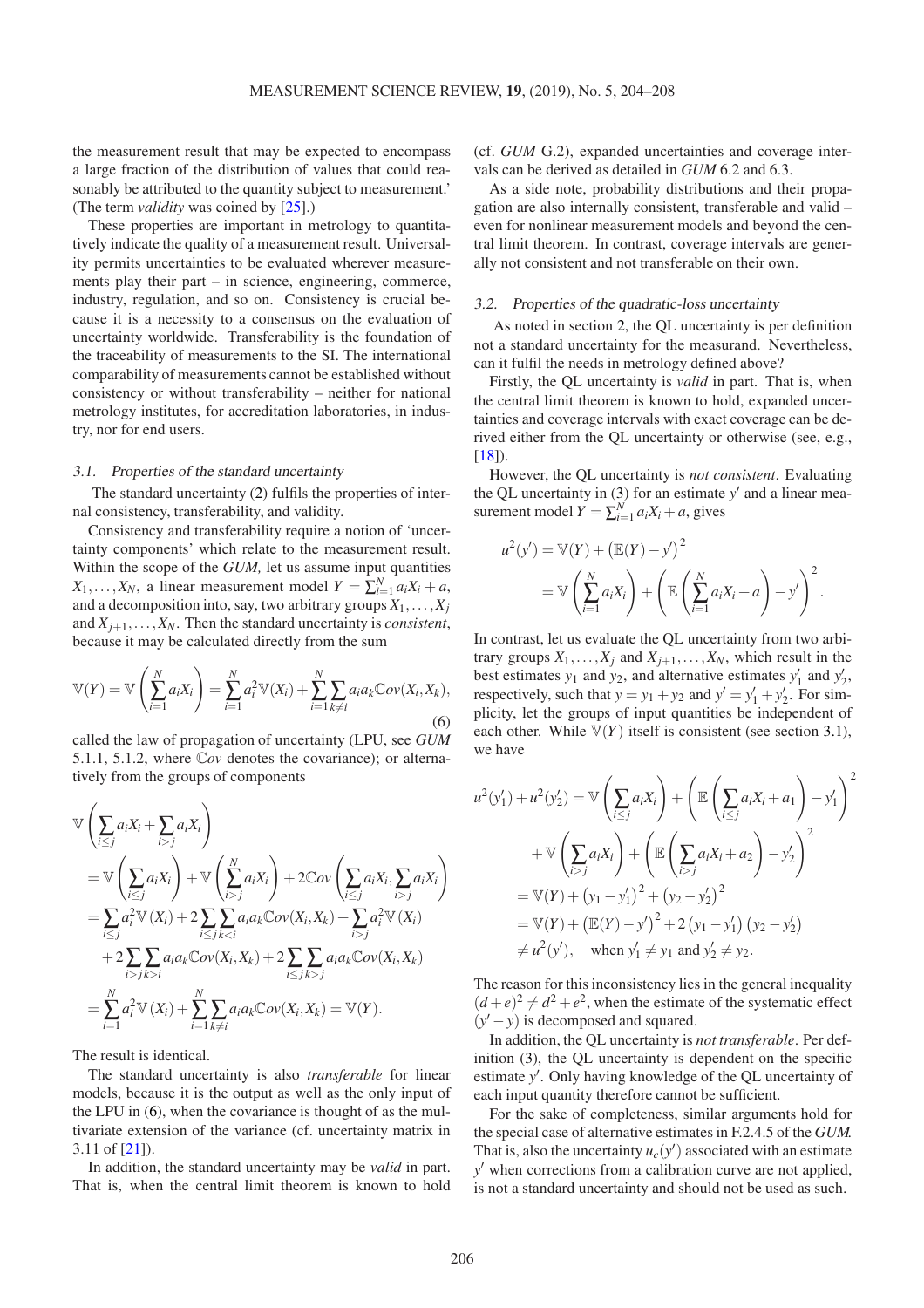the measurement result that may be expected to encompass a large fraction of the distribution of values that could reasonably be attributed to the quantity subject to measurement.' (The term *validity* was coined by [25].)

These properties are important in metrology to quantitatively indicate the quality of a measurement result. Universality permits uncertainties to be evaluated wherever measurements play their part – in science, engineering, commerce, industry, regulation, and so on. Consistency is crucial because it is a necessity to a consensus on the evaluation of uncertainty worldwide. Transferability is the foundation of the traceability of measurements to the SI. The international comparability of measurements cannot be established without consistency or without transferability – neither for national metrology institutes, for accreditation laboratories, in industry, nor for end users.

### 3.1. Properties of the standard uncertainty

The standard uncertainty (2) fulfils the properties of internal consistency, transferability, and validity.

Consistency and transferability require a notion of 'uncertainty components' which relate to the measurement result. Within the scope of the *GUM,* let us assume input quantities $X_1,\dots,X_N$, a linear measurement model $Y=\sum_{i=1}^{N}a_iX_i+a$, and a decomposition into, say, two arbitrary groups $X_1,\dots,X_j$ and $X_{j+1},\dots,X_N$. Then the standard uncertainty is *consistent*, because it may be calculated directly from the sum

$$\mathbb{V}(Y)=\mathbb{V}\left(\sum_{i=1}^{N}a_iX_i\right)=\sum_{i=1}^{N}a_i^2\mathbb{V}(X_i)+\sum_{i=1}^{N}\sum_{k\neq i}a_ia_k\mathbb{C}ov(X_i,X_k),\tag{6}$$

called the law of propagation of uncertainty (LPU, see *GUM* 5.1.1, 5.1.2, where $\mathbb{C}ov$ denotes the covariance); or alternatively from the groups of components

$$\begin{aligned}
&\mathbb{V}\left(\sum_{i\le j}a_iX_i+\sum_{i>j}a_iX_i\right)\\
&=\mathbb{V}\left(\sum_{i\le j}a_iX_i\right)+\mathbb{V}\left(\sum_{i>j}^{N}a_iX_i\right)+2\mathbb{C}ov\left(\sum_{i\le j}a_iX_i,\sum_{i>j}a_iX_i\right)\\
&=\sum_{i\le j}a_i^2\mathbb{V}(X_i)+2\sum_{i\le j}\sum_{k<i}a_ia_k\mathbb{C}ov(X_i,X_k)+\sum_{i>j}a_i^2\mathbb{V}(X_i)\\
&\quad+2\sum_{i>j}\sum_{k>i}a_ia_k\mathbb{C}ov(X_i,X_k)+2\sum_{i\le j}\sum_{k>j}a_ia_k\mathbb{C}ov(X_i,X_k)\\
&=\sum_{i=1}^{N}a_i^2\mathbb{V}(X_i)+\sum_{i=1}^{N}\sum_{k\neq i}a_ia_k\mathbb{C}ov(X_i,X_k)=\mathbb{V}(Y).
\end{aligned}$$

The result is identical.

The standard uncertainty is also *transferable* for linear models, because it is the output as well as the only input of the LPU in (6), when the covariance is thought of as the multivariate extension of the variance (cf. uncertainty matrix in 3.11 of [21]).

In addition, the standard uncertainty may be *valid* in part. That is, when the central limit theorem is known to hold (cf. *GUM* G.2), expanded uncertainties and coverage intervals can be derived as detailed in *GUM* 6.2 and 6.3.

As a side note, probability distributions and their propagation are also internally consistent, transferable and valid – even for nonlinear measurement models and beyond the central limit theorem. In contrast, coverage intervals are generally not consistent and not transferable on their own.

### 3.2. Properties of the quadratic-loss uncertainty

As noted in section 2, the QL uncertainty is per definition not a standard uncertainty for the measurand. Nevertheless, can it fulfil the needs in metrology defined above?

Firstly, the QL uncertainty is *valid* in part. That is, when the central limit theorem is known to hold, expanded uncertainties and coverage intervals with exact coverage can be derived either from the QL uncertainty or otherwise (see, e.g., [18]).

However, the QL uncertainty is *not consistent*. Evaluating the QL uncertainty in (3) for an estimate $y'$ and a linear measurement model $Y=\sum_{i=1}^{N}a_iX_i+a$, gives

$$\begin{aligned}
u^2(y')&=\mathbb{V}(Y)+\left(\mathbb{E}(Y)-y'\right)^2\\
&=\mathbb{V}\left(\sum_{i=1}^{N}a_iX_i\right)+\left(\mathbb{E}\left(\sum_{i=1}^{N}a_iX_i+a\right)-y'\right)^2.
\end{aligned}$$

In contrast, let us evaluate the QL uncertainty from two arbitrary groups $X_1,\dots,X_j$ and $X_{j+1},\dots,X_N$, which result in the best estimates $y_1$ and $y_2$, and alternative estimates $y_1'$ and $y_2'$, respectively, such that $y=y_1+y_2$ and $y'=y_1'+y_2'$. For simplicity, let the groups of input quantities be independent of each other. While $\mathbb{V}(Y)$ itself is consistent (see section 3.1), we have

$$\begin{aligned}
u^2(y_1')+u^2(y_2')&=\mathbb{V}\left(\sum_{i\le j}a_iX_i\right)+\left(\mathbb{E}\left(\sum_{i\le j}a_iX_i+a_1\right)-y_1'\right)^2\\
&\quad+\mathbb{V}\left(\sum_{i>j}a_iX_i\right)+\left(\mathbb{E}\left(\sum_{i>j}a_iX_i+a_2\right)-y_2'\right)^2\\
&=\mathbb{V}(Y)+\left(y_1-y_1'\right)^2+\left(y_2-y_2'\right)^2\\
&=\mathbb{V}(Y)+\left(\mathbb{E}(Y)-y'\right)^2+2\left(y_1-y_1'\right)\left(y_2-y_2'\right)\\
&\neq u^2(y'),\quad\text{when } y_1'\neq y_1 \text{ and } y_2'\neq y_2.
\end{aligned}$$

The reason for this inconsistency lies in the general inequality $(d+e)^2\neq d^2+e^2$, when the estimate of the systematic effect $(y'-y)$ is decomposed and squared.

In addition, the QL uncertainty is *not transferable*. Per definition (3), the QL uncertainty is dependent on the specific estimate $y'$. Only having knowledge of the QL uncertainty of each input quantity therefore cannot be sufficient.

For the sake of completeness, similar arguments hold for the special case of alternative estimates in F.2.4.5 of the *GUM.* That is, also the uncertainty $u_c(y')$ associated with an estimate $y'$ when corrections from a calibration curve are not applied, is not a standard uncertainty and should not be used as such.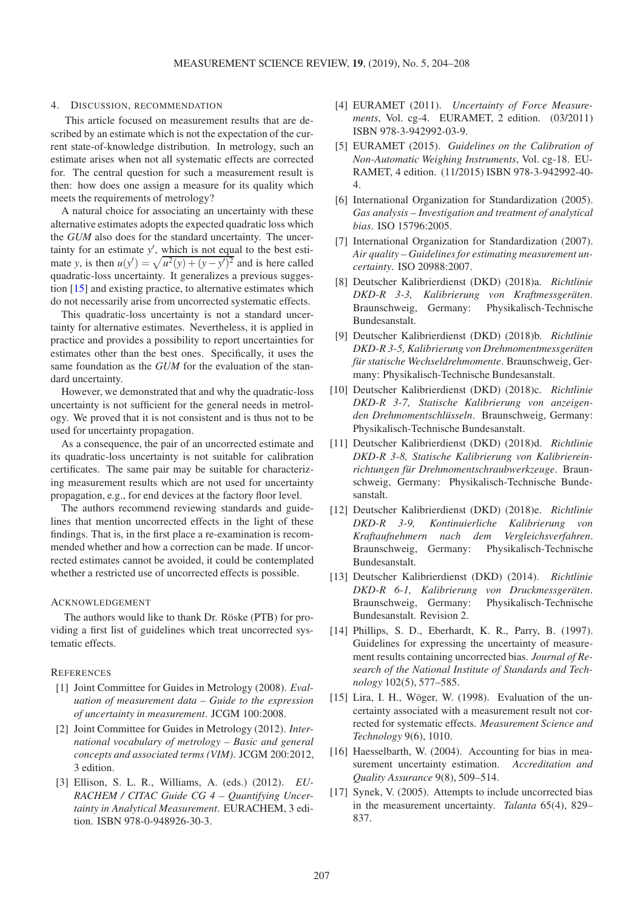## 4. Discussion, recommendation

This article focused on measurement results that are described by an estimate which is not the expectation of the current state-of-knowledge distribution. In metrology, such an estimate arises when not all systematic effects are corrected for. The central question for such a measurement result is then: how does one assign a measure for its quality which meets the requirements of metrology?

A natural choice for associating an uncertainty with these alternative estimates adopts the expected quadratic loss which the *GUM* also does for the standard uncertainty. The uncertainty for an estimate $y'$, which is not equal to the best estimate $y$, is then $u(y') = \sqrt{u^2(y) + (y - y')^2}$ and is here called quadratic-loss uncertainty. It generalizes a previous suggestion [15] and existing practice, to alternative estimates which do not necessarily arise from uncorrected systematic effects.

This quadratic-loss uncertainty is not a standard uncertainty for alternative estimates. Nevertheless, it is applied in practice and provides a possibility to report uncertainties for estimates other than the best ones. Specifically, it uses the same foundation as the *GUM* for the evaluation of the standard uncertainty.

However, we demonstrated that and why the quadratic-loss uncertainty is not sufficient for the general needs in metrology. We proved that it is not consistent and is thus not to be used for uncertainty propagation.

As a consequence, the pair of an uncorrected estimate and its quadratic-loss uncertainty is not suitable for calibration certificates. The same pair may be suitable for characterizing measurement results which are not used for uncertainty propagation, e.g., for end devices at the factory floor level.

The authors recommend reviewing standards and guidelines that mention uncorrected effects in the light of these findings. That is, in the first place a re-examination is recommended whether and how a correction can be made. If uncorrected estimates cannot be avoided, it could be contemplated whether a restricted use of uncorrected effects is possible.

## Acknowledgement

The authors would like to thank Dr. Röske (PTB) for providing a first list of guidelines which treat uncorrected systematic effects.

## References

[1] Joint Committee for Guides in Metrology (2008). *Evaluation of measurement data – Guide to the expression of uncertainty in measurement*. JCGM 100:2008.

[2] Joint Committee for Guides in Metrology (2012). *International vocabulary of metrology – Basic and general concepts and associated terms (VIM)*. JCGM 200:2012, 3 edition.

[3] Ellison, S. L. R., Williams, A. (eds.) (2012). *EURACHEM / CITAC Guide CG 4 – Quantifying Uncertainty in Analytical Measurement*. EURACHEM, 3 edition. ISBN 978-0-948926-30-3.

[4] EURAMET (2011). *Uncertainty of Force Measurements*, Vol. cg-4. EURAMET, 2 edition. (03/2011) ISBN 978-3-942992-03-9.

[5] EURAMET (2015). *Guidelines on the Calibration of Non-Automatic Weighing Instruments*, Vol. cg-18. EURAMET, 4 edition. (11/2015) ISBN 978-3-942992-40-4.

[6] International Organization for Standardization (2005). *Gas analysis – Investigation and treatment of analytical bias*. ISO 15796:2005.

[7] International Organization for Standardization (2007). *Air quality – Guidelines for estimating measurement uncertainty*. ISO 20988:2007.

[8] Deutscher Kalibrierdienst (DKD) (2018)a. *Richtlinie DKD-R 3-3, Kalibrierung von Kraftmessgeräten*. Braunschweig, Germany: Physikalisch-Technische Bundesanstalt.

[9] Deutscher Kalibrierdienst (DKD) (2018)b. *Richtlinie DKD-R 3-5, Kalibrierung von Drehmomentmessgeräten für statische Wechseldrehmomente*. Braunschweig, Germany: Physikalisch-Technische Bundesanstalt.

[10] Deutscher Kalibrierdienst (DKD) (2018)c. *Richtlinie DKD-R 3-7, Statische Kalibrierung von anzeigenden Drehmomentschlüsseln*. Braunschweig, Germany: Physikalisch-Technische Bundesanstalt.

[11] Deutscher Kalibrierdienst (DKD) (2018)d. *Richtlinie DKD-R 3-8, Statische Kalibrierung von Kalibriereinrichtungen für Drehmomentschraubwerkzeuge*. Braunschweig, Germany: Physikalisch-Technische Bundesanstalt.

[12] Deutscher Kalibrierdienst (DKD) (2018)e. *Richtlinie DKD-R 3-9, Kontinuierliche Kalibrierung von Kraftaufnehmern nach dem Vergleichsverfahren*. Braunschweig, Germany: Physikalisch-Technische Bundesanstalt.

[13] Deutscher Kalibrierdienst (DKD) (2014). *Richtlinie DKD-R 6-1, Kalibrierung von Druckmessgeräten*. Braunschweig, Germany: Physikalisch-Technische Bundesanstalt. Revision 2.

[14] Phillips, S. D., Eberhardt, K. R., Parry, B. (1997). Guidelines for expressing the uncertainty of measurement results containing uncorrected bias. *Journal of Research of the National Institute of Standards and Technology* 102(5), 577–585.

[15] Lira, I. H., Wöger, W. (1998). Evaluation of the uncertainty associated with a measurement result not corrected for systematic effects. *Measurement Science and Technology* 9(6), 1010.

[16] Haesselbarth, W. (2004). Accounting for bias in measurement uncertainty estimation. *Accreditation and Quality Assurance* 9(8), 509–514.

[17] Synek, V. (2005). Attempts to include uncorrected bias in the measurement uncertainty. *Talanta* 65(4), 829–837.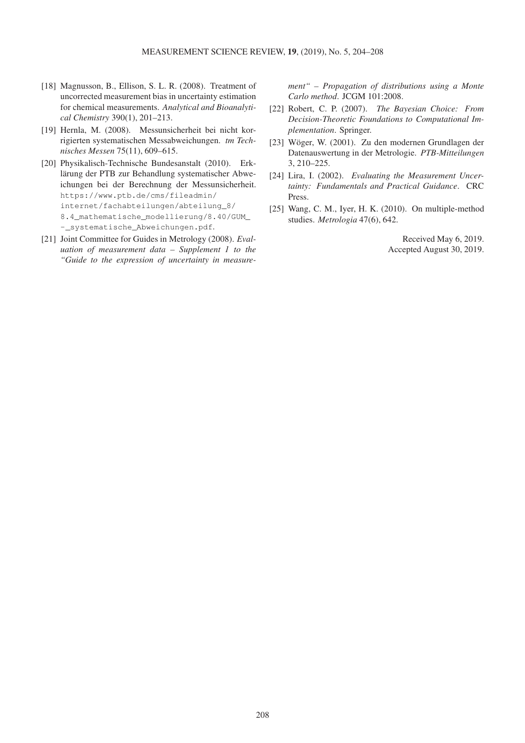[18] Magnusson, B., Ellison, S. L. R. (2008). Treatment of uncorrected measurement bias in uncertainty estimation for chemical measurements. *Analytical and Bioanalytical Chemistry* 390(1), 201–213.

[19] Hernla, M. (2008). Messunsicherheit bei nicht korrigierten systematischen Messabweichungen. *tm Technisches Messen* 75(11), 609–615.

[20] Physikalisch-Technische Bundesanstalt (2010). Erklärung der PTB zur Behandlung systematischer Abweichungen bei der Berechnung der Messunsicherheit. https://www.ptb.de/cms/fileadmin/internet/fachabteilungen/abteilung_8/8.4_mathematische_modellierung/8.40/GUM_-_systematische_Abweichungen.pdf.

[21] Joint Committee for Guides in Metrology (2008). *Evaluation of measurement data – Supplement 1 to the "Guide to the expression of uncertainty in measurement" – Propagation of distributions using a Monte Carlo method*. JCGM 101:2008.

[22] Robert, C. P. (2007). *The Bayesian Choice: From Decision-Theoretic Foundations to Computational Implementation*. Springer.

[23] Wöger, W. (2001). Zu den modernen Grundlagen der Datenauswertung in der Metrologie. *PTB-Mitteilungen* 3, 210–225.

[24] Lira, I. (2002). *Evaluating the Measurement Uncertainty: Fundamentals and Practical Guidance*. CRC Press.

[25] Wang, C. M., Iyer, H. K. (2010). On multiple-method studies. *Metrologia* 47(6), 642.

Received May 6, 2019.
Accepted August 30, 2019.